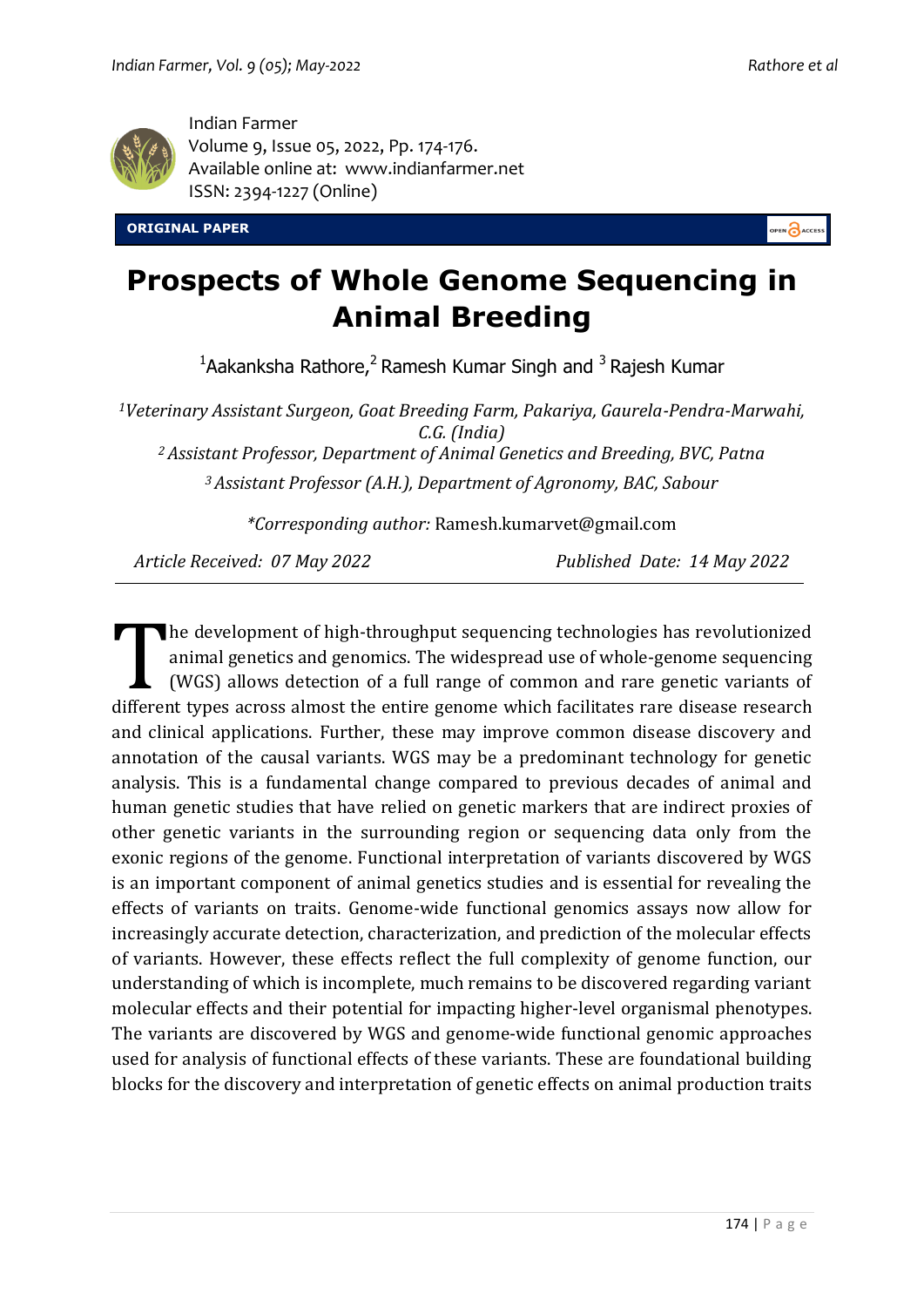Indian Farmer
Volume 9, Issue 05, 2022, Pp. 174-176.
Available online at: www.indianfarmer.net
ISSN: 2394-1227 (Online)

**ORIGINAL PAPER**

# Prospects of Whole Genome Sequencing in Animal Breeding

[1]Aakanksha Rathore,[2] Ramesh Kumar Singh and [3] Rajesh Kumar

*[1]Veterinary Assistant Surgeon, Goat Breeding Farm, Pakariya, Gaurela-Pendra-Marwahi, C.G. (India)*

*[2] Assistant Professor, Department of Animal Genetics and Breeding, BVC, Patna*

*[3] Assistant Professor (A.H.), Department of Agronomy, BAC, Sabour*

*\*Corresponding author:* Ramesh.kumarvet@gmail.com

*Article Received: 07 May 2022* *Published Date: 14 May 2022*

The development of high-throughput sequencing technologies has revolutionized animal genetics and genomics. The widespread use of whole-genome sequencing (WGS) allows detection of a full range of common and rare genetic variants of different types across almost the entire genome which facilitates rare disease research and clinical applications. Further, these may improve common disease discovery and annotation of the causal variants. WGS may be a predominant technology for genetic analysis. This is a fundamental change compared to previous decades of animal and human genetic studies that have relied on genetic markers that are indirect proxies of other genetic variants in the surrounding region or sequencing data only from the exonic regions of the genome. Functional interpretation of variants discovered by WGS is an important component of animal genetics studies and is essential for revealing the effects of variants on traits. Genome-wide functional genomics assays now allow for increasingly accurate detection, characterization, and prediction of the molecular effects of variants. However, these effects reflect the full complexity of genome function, our understanding of which is incomplete, much remains to be discovered regarding variant molecular effects and their potential for impacting higher-level organismal phenotypes. The variants are discovered by WGS and genome-wide functional genomic approaches used for analysis of functional effects of these variants. These are foundational building blocks for the discovery and interpretation of genetic effects on animal production traits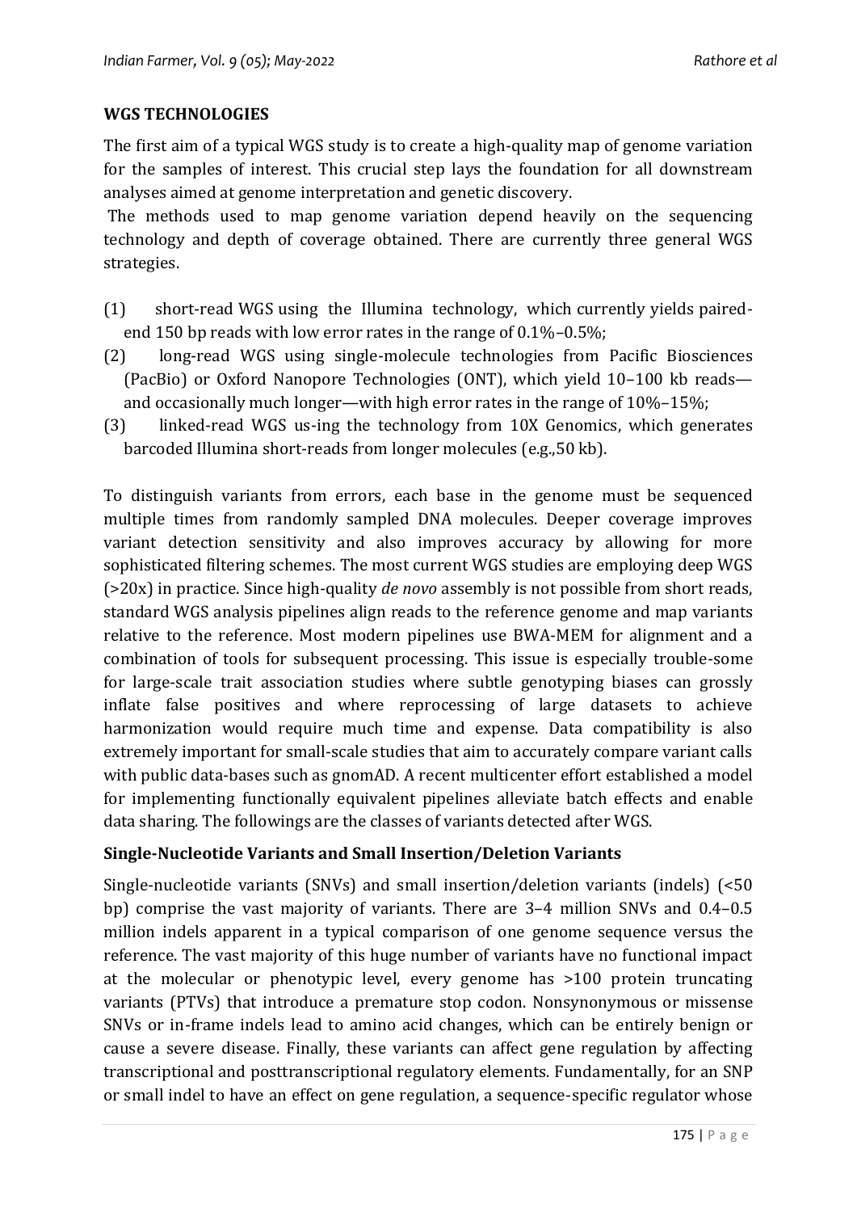**WGS TECHNOLOGIES**

The first aim of a typical WGS study is to create a high-quality map of genome variation for the samples of interest. This crucial step lays the foundation for all downstream analyses aimed at genome interpretation and genetic discovery.

The methods used to map genome variation depend heavily on the sequencing technology and depth of coverage obtained. There are currently three general WGS strategies.

(1) short-read WGS using the Illumina technology, which currently yields paired-end 150 bp reads with low error rates in the range of 0.1%–0.5%;

(2) long-read WGS using single-molecule technologies from Pacific Biosciences (PacBio) or Oxford Nanopore Technologies (ONT), which yield 10–100 kb reads—and occasionally much longer—with high error rates in the range of 10%–15%;

(3) linked-read WGS us-ing the technology from 10X Genomics, which generates barcoded Illumina short-reads from longer molecules (e.g.,50 kb).

To distinguish variants from errors, each base in the genome must be sequenced multiple times from randomly sampled DNA molecules. Deeper coverage improves variant detection sensitivity and also improves accuracy by allowing for more sophisticated filtering schemes. The most current WGS studies are employing deep WGS (>20x) in practice. Since high-quality *de novo* assembly is not possible from short reads, standard WGS analysis pipelines align reads to the reference genome and map variants relative to the reference. Most modern pipelines use BWA-MEM for alignment and a combination of tools for subsequent processing. This issue is especially trouble-some for large-scale trait association studies where subtle genotyping biases can grossly inflate false positives and where reprocessing of large datasets to achieve harmonization would require much time and expense. Data compatibility is also extremely important for small-scale studies that aim to accurately compare variant calls with public data-bases such as gnomAD. A recent multicenter effort established a model for implementing functionally equivalent pipelines alleviate batch effects and enable data sharing. The followings are the classes of variants detected after WGS.

**Single-Nucleotide Variants and Small Insertion/Deletion Variants**

Single-nucleotide variants (SNVs) and small insertion/deletion variants (indels) (<50 bp) comprise the vast majority of variants. There are 3–4 million SNVs and 0.4–0.5 million indels apparent in a typical comparison of one genome sequence versus the reference. The vast majority of this huge number of variants have no functional impact at the molecular or phenotypic level, every genome has >100 protein truncating variants (PTVs) that introduce a premature stop codon. Nonsynonymous or missense SNVs or in-frame indels lead to amino acid changes, which can be entirely benign or cause a severe disease. Finally, these variants can affect gene regulation by affecting transcriptional and posttranscriptional regulatory elements. Fundamentally, for an SNP or small indel to have an effect on gene regulation, a sequence-specific regulator whose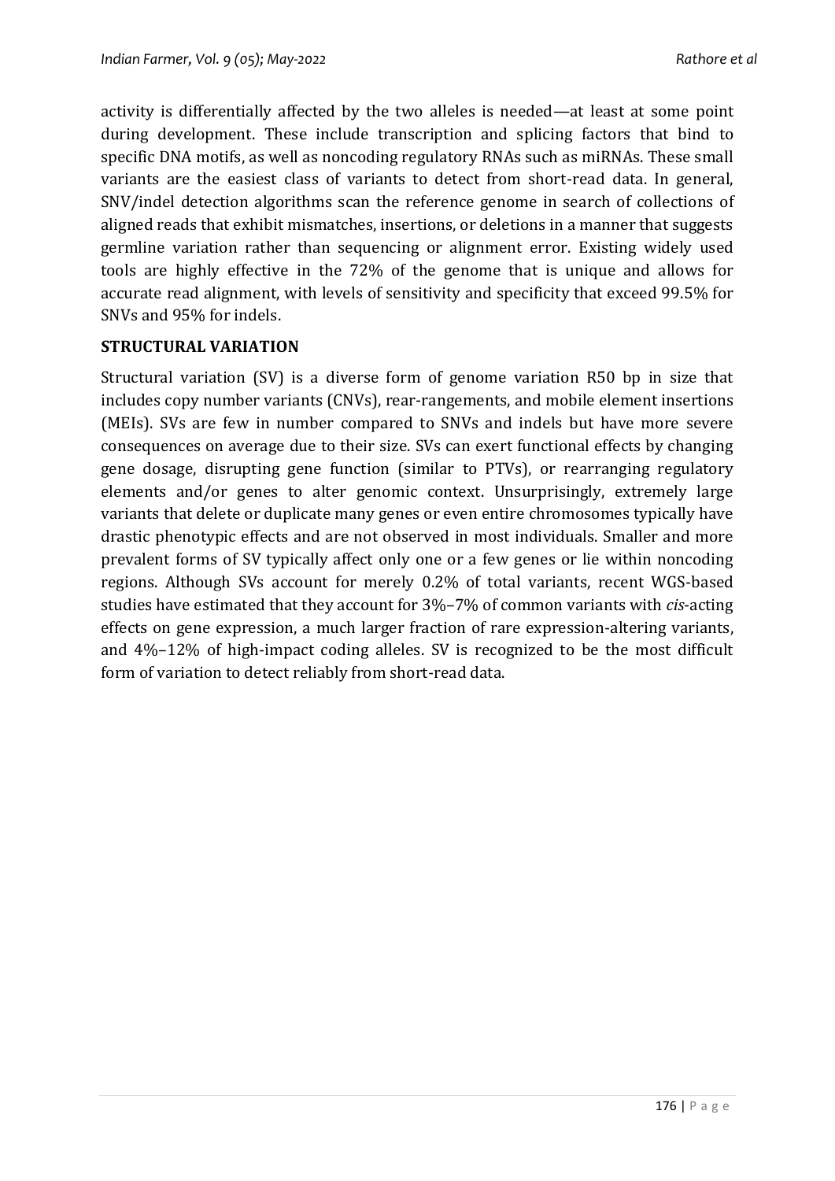activity is differentially affected by the two alleles is needed—at least at some point during development. These include transcription and splicing factors that bind to specific DNA motifs, as well as noncoding regulatory RNAs such as miRNAs. These small variants are the easiest class of variants to detect from short-read data. In general, SNV/indel detection algorithms scan the reference genome in search of collections of aligned reads that exhibit mismatches, insertions, or deletions in a manner that suggests germline variation rather than sequencing or alignment error. Existing widely used tools are highly effective in the 72% of the genome that is unique and allows for accurate read alignment, with levels of sensitivity and specificity that exceed 99.5% for SNVs and 95% for indels.

**STRUCTURAL VARIATION**

Structural variation (SV) is a diverse form of genome variation R50 bp in size that includes copy number variants (CNVs), rear-rangements, and mobile element insertions (MEIs). SVs are few in number compared to SNVs and indels but have more severe consequences on average due to their size. SVs can exert functional effects by changing gene dosage, disrupting gene function (similar to PTVs), or rearranging regulatory elements and/or genes to alter genomic context. Unsurprisingly, extremely large variants that delete or duplicate many genes or even entire chromosomes typically have drastic phenotypic effects and are not observed in most individuals. Smaller and more prevalent forms of SV typically affect only one or a few genes or lie within noncoding regions. Although SVs account for merely 0.2% of total variants, recent WGS-based studies have estimated that they account for 3%–7% of common variants with *cis*-acting effects on gene expression, a much larger fraction of rare expression-altering variants, and 4%–12% of high-impact coding alleles. SV is recognized to be the most difficult form of variation to detect reliably from short-read data.